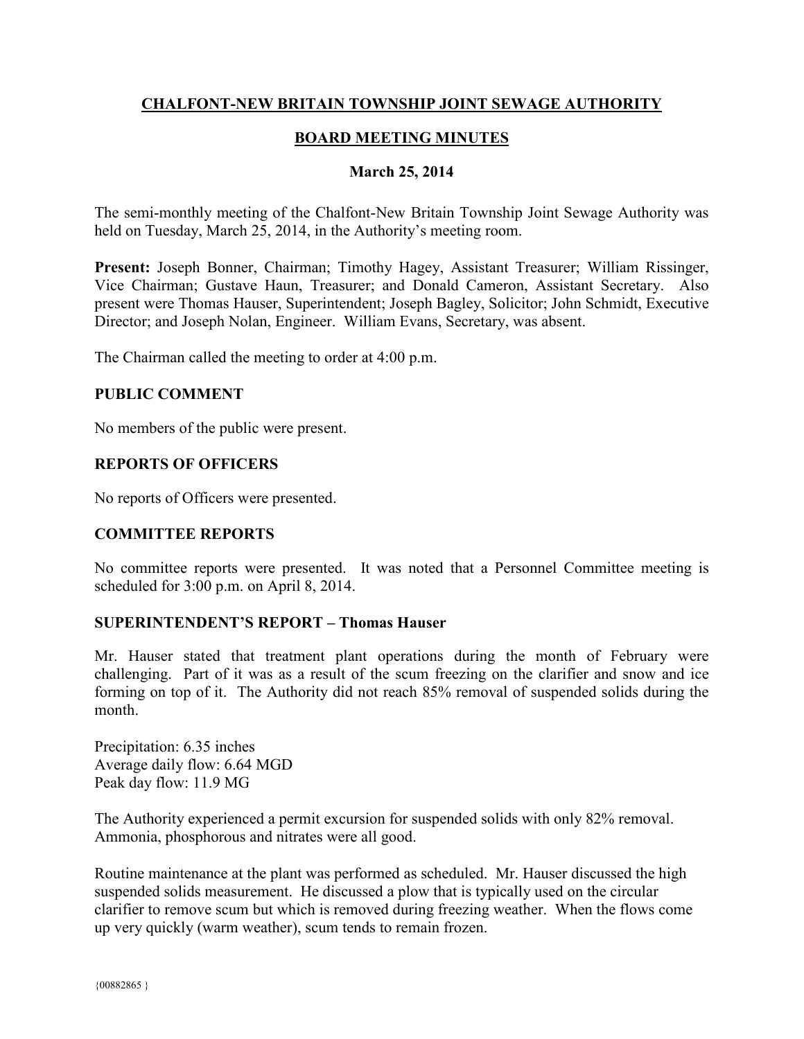# CHALFONT-NEW BRITAIN TOWNSHIP JOINT SEWAGE AUTHORITY

## BOARD MEETING MINUTES

### March 25, 2014

The semi-monthly meeting of the Chalfont-New Britain Township Joint Sewage Authority was held on Tuesday, March 25, 2014, in the Authority's meeting room.

**Present:** Joseph Bonner, Chairman; Timothy Hagey, Assistant Treasurer; William Rissinger, Vice Chairman; Gustave Haun, Treasurer; and Donald Cameron, Assistant Secretary. Also present were Thomas Hauser, Superintendent; Joseph Bagley, Solicitor; John Schmidt, Executive Director; and Joseph Nolan, Engineer. William Evans, Secretary, was absent.

The Chairman called the meeting to order at 4:00 p.m.

**PUBLIC COMMENT**

No members of the public were present.

**REPORTS OF OFFICERS**

No reports of Officers were presented.

**COMMITTEE REPORTS**

No committee reports were presented. It was noted that a Personnel Committee meeting is scheduled for 3:00 p.m. on April 8, 2014.

**SUPERINTENDENT'S REPORT – Thomas Hauser**

Mr. Hauser stated that treatment plant operations during the month of February were challenging. Part of it was as a result of the scum freezing on the clarifier and snow and ice forming on top of it. The Authority did not reach 85% removal of suspended solids during the month.

Precipitation: 6.35 inches
Average daily flow: 6.64 MGD
Peak day flow: 11.9 MG

The Authority experienced a permit excursion for suspended solids with only 82% removal. Ammonia, phosphorous and nitrates were all good.

Routine maintenance at the plant was performed as scheduled. Mr. Hauser discussed the high suspended solids measurement. He discussed a plow that is typically used on the circular clarifier to remove scum but which is removed during freezing weather. When the flows come up very quickly (warm weather), scum tends to remain frozen.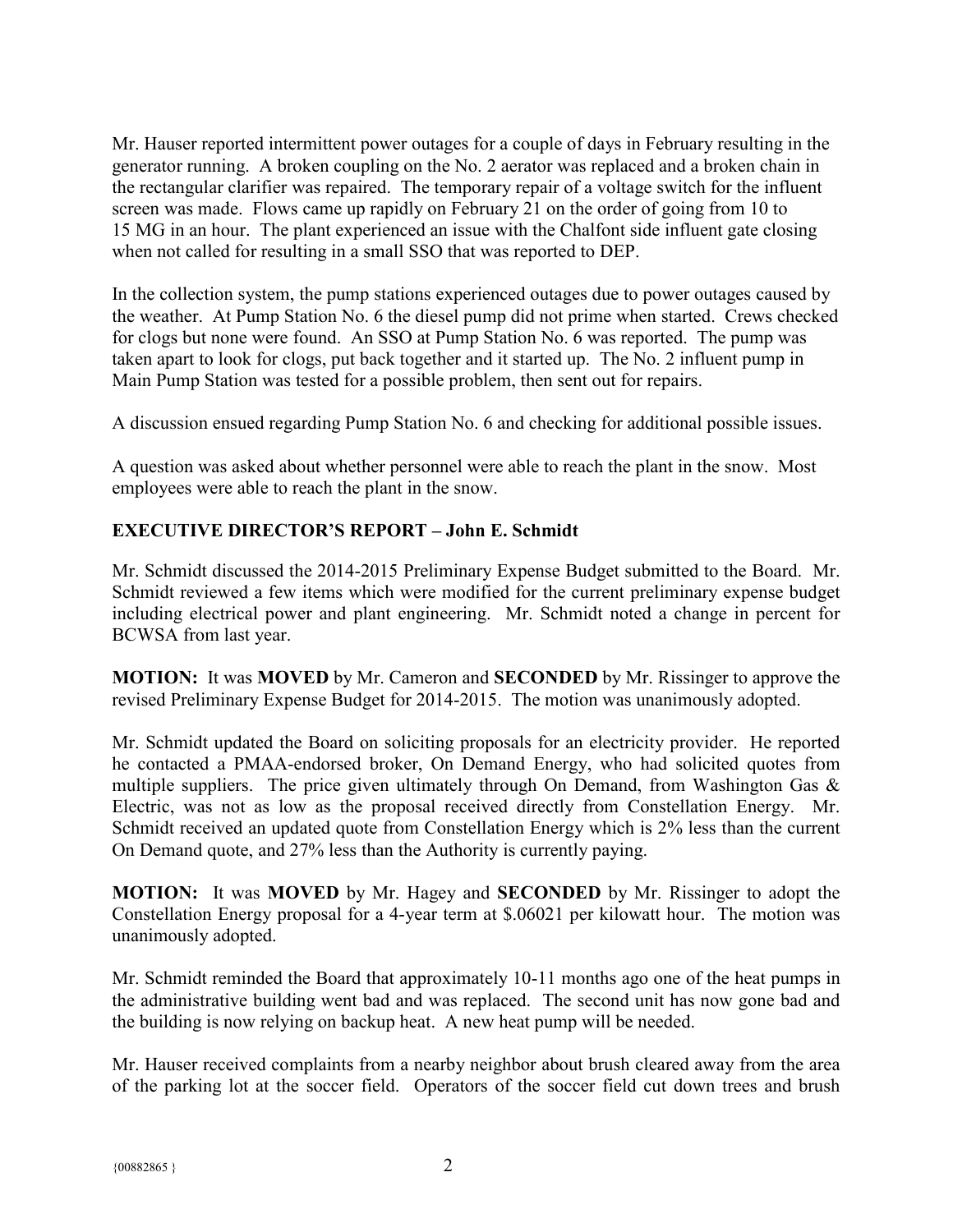Mr. Hauser reported intermittent power outages for a couple of days in February resulting in the generator running. A broken coupling on the No. 2 aerator was replaced and a broken chain in the rectangular clarifier was repaired. The temporary repair of a voltage switch for the influent screen was made. Flows came up rapidly on February 21 on the order of going from 10 to 15 MG in an hour. The plant experienced an issue with the Chalfont side influent gate closing when not called for resulting in a small SSO that was reported to DEP.

In the collection system, the pump stations experienced outages due to power outages caused by the weather. At Pump Station No. 6 the diesel pump did not prime when started. Crews checked for clogs but none were found. An SSO at Pump Station No. 6 was reported. The pump was taken apart to look for clogs, put back together and it started up. The No. 2 influent pump in Main Pump Station was tested for a possible problem, then sent out for repairs.

A discussion ensued regarding Pump Station No. 6 and checking for additional possible issues.

A question was asked about whether personnel were able to reach the plant in the snow. Most employees were able to reach the plant in the snow.

## EXECUTIVE DIRECTOR'S REPORT – John E. Schmidt

Mr. Schmidt discussed the 2014-2015 Preliminary Expense Budget submitted to the Board. Mr. Schmidt reviewed a few items which were modified for the current preliminary expense budget including electrical power and plant engineering. Mr. Schmidt noted a change in percent for BCWSA from last year.

**MOTION:** It was **MOVED** by Mr. Cameron and **SECONDED** by Mr. Rissinger to approve the revised Preliminary Expense Budget for 2014-2015. The motion was unanimously adopted.

Mr. Schmidt updated the Board on soliciting proposals for an electricity provider. He reported he contacted a PMAA-endorsed broker, On Demand Energy, who had solicited quotes from multiple suppliers. The price given ultimately through On Demand, from Washington Gas & Electric, was not as low as the proposal received directly from Constellation Energy. Mr. Schmidt received an updated quote from Constellation Energy which is 2% less than the current On Demand quote, and 27% less than the Authority is currently paying.

**MOTION:** It was **MOVED** by Mr. Hagey and **SECONDED** by Mr. Rissinger to adopt the Constellation Energy proposal for a 4-year term at $.06021 per kilowatt hour. The motion was unanimously adopted.

Mr. Schmidt reminded the Board that approximately 10-11 months ago one of the heat pumps in the administrative building went bad and was replaced. The second unit has now gone bad and the building is now relying on backup heat. A new heat pump will be needed.

Mr. Hauser received complaints from a nearby neighbor about brush cleared away from the area of the parking lot at the soccer field. Operators of the soccer field cut down trees and brush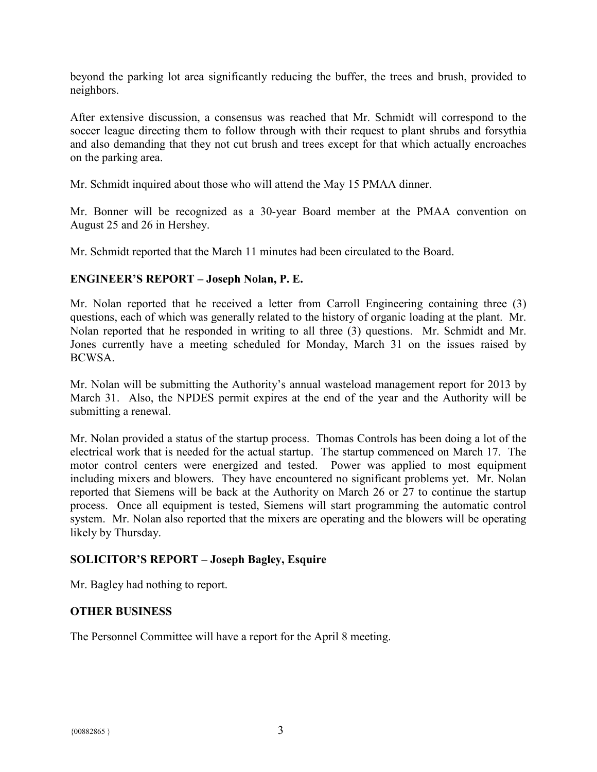beyond the parking lot area significantly reducing the buffer, the trees and brush, provided to neighbors.

After extensive discussion, a consensus was reached that Mr. Schmidt will correspond to the soccer league directing them to follow through with their request to plant shrubs and forsythia and also demanding that they not cut brush and trees except for that which actually encroaches on the parking area.

Mr. Schmidt inquired about those who will attend the May 15 PMAA dinner.

Mr. Bonner will be recognized as a 30-year Board member at the PMAA convention on August 25 and 26 in Hershey.

Mr. Schmidt reported that the March 11 minutes had been circulated to the Board.

## ENGINEER'S REPORT – Joseph Nolan, P. E.

Mr. Nolan reported that he received a letter from Carroll Engineering containing three (3) questions, each of which was generally related to the history of organic loading at the plant. Mr. Nolan reported that he responded in writing to all three (3) questions. Mr. Schmidt and Mr. Jones currently have a meeting scheduled for Monday, March 31 on the issues raised by BCWSA.

Mr. Nolan will be submitting the Authority's annual wasteload management report for 2013 by March 31. Also, the NPDES permit expires at the end of the year and the Authority will be submitting a renewal.

Mr. Nolan provided a status of the startup process. Thomas Controls has been doing a lot of the electrical work that is needed for the actual startup. The startup commenced on March 17. The motor control centers were energized and tested. Power was applied to most equipment including mixers and blowers. They have encountered no significant problems yet. Mr. Nolan reported that Siemens will be back at the Authority on March 26 or 27 to continue the startup process. Once all equipment is tested, Siemens will start programming the automatic control system. Mr. Nolan also reported that the mixers are operating and the blowers will be operating likely by Thursday.

## SOLICITOR'S REPORT – Joseph Bagley, Esquire

Mr. Bagley had nothing to report.

## OTHER BUSINESS

The Personnel Committee will have a report for the April 8 meeting.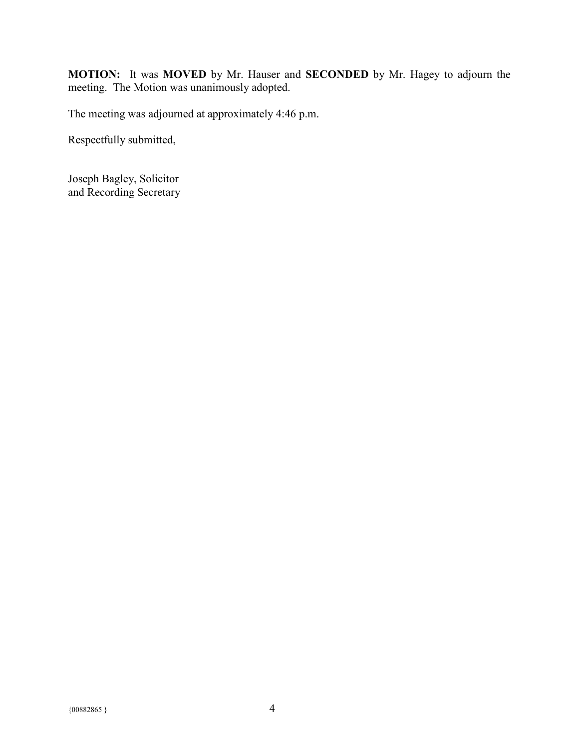**MOTION:** It was **MOVED** by Mr. Hauser and **SECONDED** by Mr. Hagey to adjourn the meeting. The Motion was unanimously adopted.

The meeting was adjourned at approximately 4:46 p.m.

Respectfully submitted,

Joseph Bagley, Solicitor
and Recording Secretary

{00882865 }